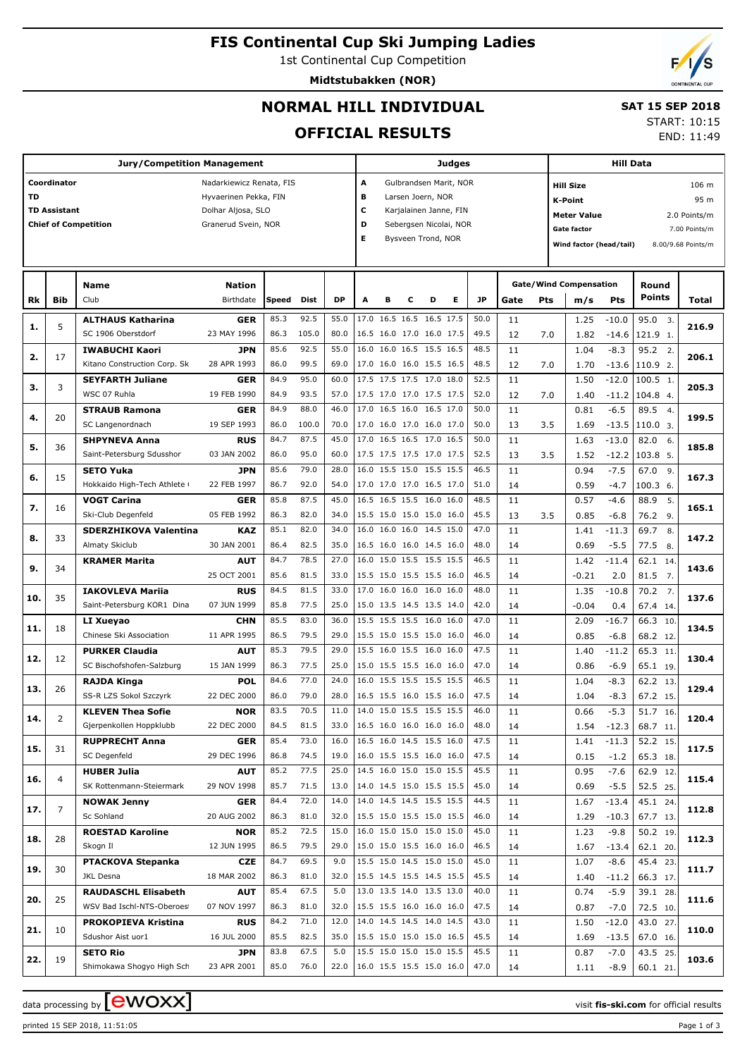# FIS Continental Cup Ski Jumping Ladies

1st Continental Cup Competition

**Midtstubakken (NOR)**

## NORMAL HILL INDIVIDUAL

## OFFICIAL RESULTS

**SAT 15 SEP 2018**
START: 10:15
END: 11:49

### Jury/Competition Management

| | |
|---|---|
| Coordinator | Nadarkiewicz Renata, FIS |
| TD | Hyvaerinen Pekka, FIN |
| TD Assistant | Dolhar Aljosa, SLO |
| Chief of Competition | Granerud Svein, NOR |

### Judges

| | |
|---|---|
| A | Gulbrandsen Marit, NOR |
| B | Larsen Joern, NOR |
| C | Karjalainen Janne, FIN |
| D | Sebergsen Nicolai, NOR |
| E | Bysveen Trond, NOR |

### Hill Data

| | |
|---|---|
| Hill Size | 106 m |
| K-Point | 95 m |
| Meter Value | 2.0 Points/m |
| Gate factor | 7.00 Points/m |
| Wind factor (head/tail) | 8.00/9.68 Points/m |

| Rk | Bib | Name / Club | Nation / Birthdate | Speed | Dist | DP | A | B | C | D | E | JP | Gate | Pts | m/s | Pts | Round Points | Total |
|---|---|---|---|---|---|---|---|---|---|---|---|---|---|---|---|---|---|---|
| 1. | 5 | **ALTHAUS Katharina** | **GER** | 85.3 | 92.5 | 55.0 | 17.0 | 16.5 | 16.5 | 16.5 | 17.5 | 50.0 | 11 | | 1.25 | -10.0 | 95.0 3. | **216.9** |
| | | SC 1906 Oberstdorf | 23 MAY 1996 | 86.3 | 105.0 | 80.0 | 16.5 | 16.0 | 17.0 | 16.0 | 17.5 | 49.5 | 12 | 7.0 | 1.82 | -14.6 | 121.9 1. | |
| 2. | 17 | **IWABUCHI Kaori** | **JPN** | 85.6 | 92.5 | 55.0 | 16.0 | 16.0 | 16.5 | 15.5 | 16.5 | 48.5 | 11 | | 1.04 | -8.3 | 95.2 2. | **206.1** |
| | | Kitano Construction Corp. Sk | 28 APR 1993 | 86.0 | 99.5 | 69.0 | 17.0 | 16.0 | 16.0 | 15.5 | 16.5 | 48.5 | 12 | 7.0 | 1.70 | -13.6 | 110.9 2. | |
| 3. | 3 | **SEYFARTH Juliane** | **GER** | 84.9 | 95.0 | 60.0 | 17.5 | 17.5 | 17.5 | 17.0 | 18.0 | 52.5 | 11 | | 1.50 | -12.0 | 100.5 1. | **205.3** |
| | | WSC 07 Ruhla | 19 FEB 1990 | 84.9 | 93.5 | 57.0 | 17.5 | 17.0 | 17.0 | 17.5 | 17.5 | 52.0 | 12 | 7.0 | 1.40 | -11.2 | 104.8 4. | |
| 4. | 20 | **STRAUB Ramona** | **GER** | 84.9 | 88.0 | 46.0 | 17.0 | 16.5 | 16.0 | 16.5 | 17.0 | 50.0 | 11 | | 0.81 | -6.5 | 89.5 4. | **199.5** |
| | | SC Langenordnach | 19 SEP 1993 | 86.0 | 100.0 | 70.0 | 17.0 | 16.0 | 17.0 | 16.0 | 17.0 | 50.0 | 13 | 3.5 | 1.69 | -13.5 | 110.0 3. | |
| 5. | 36 | **SHPYNEVA Anna** | **RUS** | 84.7 | 87.5 | 45.0 | 17.0 | 16.5 | 16.5 | 17.0 | 16.5 | 50.0 | 11 | | 1.63 | -13.0 | 82.0 6. | **185.8** |
| | | Saint-Petersburg Sdusshor | 03 JAN 2002 | 86.0 | 95.0 | 60.0 | 17.5 | 17.5 | 17.5 | 17.0 | 17.5 | 52.5 | 13 | 3.5 | 1.52 | -12.2 | 103.8 5. | |
| 6. | 15 | **SETO Yuka** | **JPN** | 85.6 | 79.0 | 28.0 | 16.0 | 15.5 | 15.0 | 15.5 | 15.5 | 46.5 | 11 | | 0.94 | -7.5 | 67.0 9. | **167.3** |
| | | Hokkaido High-Tech Athlete ( | 22 FEB 1997 | 86.7 | 92.0 | 54.0 | 17.0 | 17.0 | 17.0 | 16.5 | 17.0 | 51.0 | 14 | | 0.59 | -4.7 | 100.3 6. | |
| 7. | 16 | **VOGT Carina** | **GER** | 85.8 | 87.5 | 45.0 | 16.5 | 16.5 | 15.5 | 16.0 | 16.0 | 48.5 | 11 | | 0.57 | -4.6 | 88.9 5. | **165.1** |
| | | Ski-Club Degenfeld | 05 FEB 1992 | 86.3 | 82.0 | 34.0 | 15.5 | 15.0 | 15.0 | 15.0 | 16.0 | 45.5 | 13 | 3.5 | 0.85 | -6.8 | 76.2 9. | |
| 8. | 33 | **SDERZHIKOVA Valentina** | **KAZ** | 85.1 | 82.0 | 34.0 | 16.0 | 16.0 | 16.0 | 14.5 | 15.0 | 47.0 | 11 | | 1.41 | -11.3 | 69.7 8. | **147.2** |
| | | Almaty Skiclub | 30 JAN 2001 | 86.4 | 82.5 | 35.0 | 16.5 | 16.0 | 16.0 | 14.5 | 16.0 | 48.0 | 14 | | 0.69 | -5.5 | 77.5 8. | |
| 9. | 34 | **KRAMER Marita** | **AUT** | 84.7 | 78.5 | 27.0 | 16.0 | 15.0 | 15.5 | 15.5 | 15.5 | 46.5 | 11 | | 1.42 | -11.4 | 62.1 14. | **143.6** |
| | | | 25 OCT 2001 | 85.6 | 81.5 | 33.0 | 15.5 | 15.0 | 15.5 | 15.5 | 16.0 | 46.5 | 14 | | -0.21 | 2.0 | 81.5 7. | |
| 10. | 35 | **IAKOVLEVA Mariia** | **RUS** | 84.5 | 81.5 | 33.0 | 17.0 | 16.0 | 16.0 | 16.0 | 16.0 | 48.0 | 11 | | 1.35 | -10.8 | 70.2 7. | **137.6** |
| | | Saint-Petersburg KOR1 Dina | 07 JUN 1999 | 85.8 | 77.5 | 25.0 | 15.0 | 13.5 | 14.5 | 13.5 | 14.0 | 42.0 | 14 | | -0.04 | 0.4 | 67.4 14. | |
| 11. | 18 | **LI Xueyao** | **CHN** | 85.5 | 83.0 | 36.0 | 15.5 | 15.5 | 15.5 | 16.0 | 16.0 | 47.0 | 11 | | 2.09 | -16.7 | 66.3 10. | **134.5** |
| | | Chinese Ski Association | 11 APR 1995 | 86.5 | 79.5 | 29.0 | 15.5 | 15.0 | 15.5 | 15.0 | 16.0 | 46.0 | 14 | | 0.85 | -6.8 | 68.2 12. | |
| 12. | 12 | **PURKER Claudia** | **AUT** | 85.3 | 79.5 | 29.0 | 15.5 | 16.0 | 15.5 | 16.0 | 16.0 | 47.5 | 11 | | 1.40 | -11.2 | 65.3 11. | **130.4** |
| | | SC Bischofshofen-Salzburg | 15 JAN 1999 | 86.3 | 77.5 | 25.0 | 15.0 | 15.5 | 15.5 | 16.0 | 16.0 | 47.0 | 14 | | 0.86 | -6.9 | 65.1 19. | |
| 13. | 26 | **RAJDA Kinga** | **POL** | 84.6 | 77.0 | 24.0 | 16.0 | 15.5 | 15.5 | 15.5 | 15.5 | 46.5 | 11 | | 1.04 | -8.3 | 62.2 13. | **129.4** |
| | | SS-R LZS Sokol Szczyrk | 22 DEC 2000 | 86.0 | 79.0 | 28.0 | 16.5 | 15.5 | 16.0 | 15.5 | 16.0 | 47.5 | 14 | | 1.04 | -8.3 | 67.2 15. | |
| 14. | 2 | **KLEVEN Thea Sofie** | **NOR** | 83.5 | 70.5 | 11.0 | 14.0 | 15.0 | 15.5 | 15.5 | 15.5 | 46.0 | 11 | | 0.66 | -5.3 | 51.7 16. | **120.4** |
| | | Gjerpenkollen Hoppklubb | 22 DEC 2000 | 84.5 | 81.5 | 33.0 | 16.5 | 16.0 | 16.0 | 16.0 | 16.0 | 48.0 | 14 | | 1.54 | -12.3 | 68.7 11. | |
| 15. | 31 | **RUPPRECHT Anna** | **GER** | 85.4 | 73.0 | 16.0 | 16.5 | 16.0 | 14.5 | 15.5 | 16.0 | 47.5 | 11 | | 1.41 | -11.3 | 52.2 15. | **117.5** |
| | | SC Degenfeld | 29 DEC 1996 | 86.8 | 74.5 | 19.0 | 16.0 | 15.5 | 15.5 | 16.0 | 16.0 | 47.5 | 14 | | 0.15 | -1.2 | 65.3 18. | |
| 16. | 4 | **HUBER Julia** | **AUT** | 85.2 | 77.5 | 25.0 | 14.5 | 16.0 | 15.0 | 15.0 | 15.5 | 45.5 | 11 | | 0.95 | -7.6 | 62.9 12. | **115.4** |
| | | SK Rottenmann-Steiermark | 29 NOV 1998 | 85.7 | 71.5 | 13.0 | 14.0 | 14.5 | 15.0 | 15.5 | 15.5 | 45.0 | 14 | | 0.69 | -5.5 | 52.5 25. | |
| 17. | 7 | **NOWAK Jenny** | **GER** | 84.4 | 72.0 | 14.0 | 14.0 | 14.5 | 14.5 | 15.5 | 15.5 | 44.5 | 11 | | 1.67 | -13.4 | 45.1 24. | **112.8** |
| | | Sc Sohland | 20 AUG 2002 | 86.3 | 81.0 | 32.0 | 15.5 | 15.0 | 15.5 | 15.0 | 15.5 | 46.0 | 14 | | 1.29 | -10.3 | 67.7 13. | |
| 18. | 28 | **ROESTAD Karoline** | **NOR** | 85.2 | 72.5 | 15.0 | 16.0 | 15.0 | 15.0 | 15.0 | 15.0 | 45.0 | 11 | | 1.23 | -9.8 | 50.2 19. | **112.3** |
| | | Skogn Il | 12 JUN 1995 | 86.5 | 79.5 | 29.0 | 15.0 | 15.0 | 15.5 | 16.0 | 16.0 | 46.5 | 14 | | 1.67 | -13.4 | 62.1 20. | |
| 19. | 30 | **PTACKOVA Stepanka** | **CZE** | 84.7 | 69.5 | 9.0 | 15.5 | 15.0 | 14.5 | 15.0 | 15.0 | 45.0 | 11 | | 1.07 | -8.6 | 45.4 23. | **111.7** |
| | | JKL Desna | 18 MAR 2002 | 86.3 | 81.0 | 32.0 | 15.5 | 14.5 | 15.5 | 14.5 | 15.5 | 45.5 | 14 | | 1.40 | -11.2 | 66.3 17. | |
| 20. | 25 | **RAUDASCHL Elisabeth** | **AUT** | 85.4 | 67.5 | 5.0 | 13.0 | 13.5 | 14.0 | 13.5 | 13.0 | 40.0 | 11 | | 0.74 | -5.9 | 39.1 28. | **111.6** |
| | | WSV Bad Ischl-NTS-Oberoes | 07 NOV 1997 | 86.3 | 81.0 | 32.0 | 15.5 | 15.5 | 16.0 | 16.0 | 16.0 | 47.5 | 14 | | 0.87 | -7.0 | 72.5 10. | |
| 21. | 10 | **PROKOPIEVA Kristina** | **RUS** | 84.2 | 71.0 | 12.0 | 14.0 | 14.5 | 14.5 | 14.0 | 14.5 | 43.0 | 11 | | 1.50 | -12.0 | 43.0 27. | **110.0** |
| | | Sdushor Aist uor1 | 16 JUL 2000 | 85.5 | 82.5 | 35.0 | 15.5 | 15.0 | 15.0 | 15.0 | 16.5 | 45.5 | 14 | | 1.69 | -13.5 | 67.0 16. | |
| 22. | 19 | **SETO Rio** | **JPN** | 83.8 | 67.5 | 5.0 | 15.5 | 15.0 | 15.0 | 15.0 | 15.5 | 45.5 | 11 | | 0.87 | -7.0 | 43.5 25. | **103.6** |
| | | Shimokawa Shogyo High Sch | 23 APR 2001 | 85.0 | 76.0 | 22.0 | 16.0 | 15.5 | 15.5 | 15.0 | 16.0 | 47.0 | 14 | | 1.11 | -8.9 | 60.1 21. | |

data processing by [ewoxx] visit fis-ski.com for official results

printed 15 SEP 2018, 11:51:05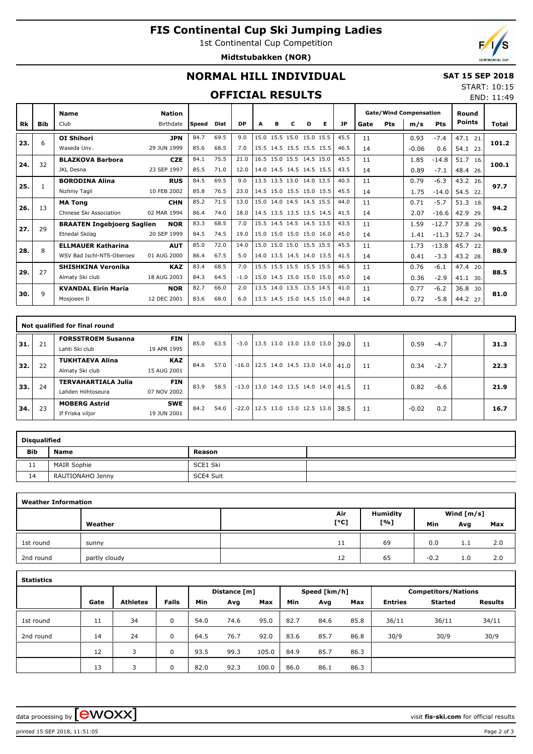# FIS Continental Cup Ski Jumping Ladies

1st Continental Cup Competition

**Midtstubakken (NOR)**

## NORMAL HILL INDIVIDUAL

**SAT 15 SEP 2018**

START: 10:15
END: 11:49

## OFFICIAL RESULTS

| Rk | Bib | Name / Club | Nation / Birthdate | Speed | Dist | DP | A | B | C | D | E | JP | Gate | Pts | m/s | Pts | Round Points | Total |
|---|---|---|---|---|---|---|---|---|---|---|---|---|---|---|---|---|---|---|
| 23. | 6 | **OI Shihori** | **JPN** | 84.7 | 69.5 | 9.0 | 15.0 | 15.5 | 15.0 | 15.0 | 15.5 | 45.5 | 11 | | 0.93 | -7.4 | 47.1 21. | 101.2 |
| | | Waseda Unv. | 29 JUN 1999 | 85.6 | 68.5 | 7.0 | 15.5 | 14.5 | 15.5 | 15.5 | 15.5 | 46.5 | 14 | | -0.06 | 0.6 | 54.1 23. | |
| 24. | 32 | **BLAZKOVA Barbora** | **CZE** | 84.1 | 75.5 | 21.0 | 16.5 | 15.0 | 15.5 | 14.5 | 15.0 | 45.5 | 11 | | 1.85 | -14.8 | 51.7 16. | 100.1 |
| | | JKL Desna | 23 SEP 1997 | 85.5 | 71.0 | 12.0 | 14.0 | 14.5 | 14.5 | 14.5 | 15.5 | 43.5 | 14 | | 0.89 | -7.1 | 48.4 26. | |
| 25. | 1 | **BORODINA Alina** | **RUS** | 84.5 | 69.5 | 9.0 | 13.5 | 13.5 | 13.0 | 14.0 | 13.5 | 40.5 | 11 | | 0.79 | -6.3 | 43.2 26. | 97.7 |
| | | Nizhniy Tagil | 10 FEB 2002 | 85.8 | 76.5 | 23.0 | 14.5 | 15.0 | 15.5 | 15.0 | 15.5 | 45.5 | 14 | | 1.75 | -14.0 | 54.5 22. | |
| 26. | 13 | **MA Tong** | **CHN** | 85.2 | 71.5 | 13.0 | 15.0 | 14.0 | 14.5 | 14.5 | 15.5 | 44.0 | 11 | | 0.71 | -5.7 | 51.3 18. | 94.2 |
| | | Chinese Ski Association | 02 MAR 1994 | 86.4 | 74.0 | 18.0 | 14.5 | 13.5 | 13.5 | 13.5 | 14.5 | 41.5 | 14 | | 2.07 | -16.6 | 42.9 29. | |
| 27. | 29 | **BRAATEN Ingebjoerg Saglien** | **NOR** | 83.3 | 68.5 | 7.0 | 15.5 | 14.5 | 14.5 | 14.5 | 13.5 | 43.5 | 11 | | 1.59 | -12.7 | 37.8 29. | 90.5 |
| | | Etnedal Skilag | 20 SEP 1999 | 84.5 | 74.5 | 19.0 | 15.0 | 15.0 | 15.0 | 15.0 | 16.0 | 45.0 | 14 | | 1.41 | -11.3 | 52.7 24. | |
| 28. | 8 | **ELLMAUER Katharina** | **AUT** | 85.0 | 72.0 | 14.0 | 15.0 | 15.0 | 15.0 | 15.5 | 15.5 | 45.5 | 11 | | 1.73 | -13.8 | 45.7 22. | 88.9 |
| | | WSV Bad Ischl-NTS-Oberoes | 01 AUG 2000 | 86.4 | 67.5 | 5.0 | 14.0 | 13.5 | 14.5 | 14.0 | 13.5 | 41.5 | 14 | | 0.41 | -3.3 | 43.2 28. | |
| 29. | 27 | **SHISHKINA Veronika** | **KAZ** | 83.4 | 68.5 | 7.0 | 15.5 | 15.5 | 15.5 | 15.5 | 15.5 | 46.5 | 11 | | 0.76 | -6.1 | 47.4 20. | 88.5 |
| | | Almaty Ski club | 18 AUG 2003 | 84.3 | 64.5 | -1.0 | 15.0 | 14.5 | 15.0 | 15.0 | 15.0 | 45.0 | 14 | | 0.36 | -2.9 | 41.1 30. | |
| 30. | 9 | **KVANDAL Eirin Maria** | **NOR** | 82.7 | 66.0 | 2.0 | 13.5 | 14.0 | 13.5 | 13.5 | 14.5 | 41.0 | 11 | | 0.77 | -6.2 | 36.8 30. | 81.0 |
| | | Mosjoeen Il | 12 DEC 2001 | 83.6 | 68.0 | 6.0 | 13.5 | 14.5 | 15.0 | 14.5 | 15.0 | 44.0 | 14 | | 0.72 | -5.8 | 44.2 27. | |

**Not qualified for final round**

| Rk | Bib | Name / Club | Nation / Birthdate | Speed | Dist | DP | A | B | C | D | E | JP | Gate | Pts | m/s | Pts | Round Points | Total |
|---|---|---|---|---|---|---|---|---|---|---|---|---|---|---|---|---|---|---|
| 31. | 21 | **FORSSTROEM Susanna** / Lahti Ski club | **FIN** / 19 APR 1995 | 85.0 | 63.5 | -3.0 | 13.5 | 13.0 | 13.0 | 13.0 | 13.0 | 39.0 | 11 | | 0.59 | -4.7 | | 31.3 |
| 32. | 22 | **TUKHTAEVA Alina** / Almaty Ski club | **KAZ** / 15 AUG 2001 | 84.6 | 57.0 | -16.0 | 12.5 | 14.0 | 14.5 | 13.0 | 14.0 | 41.0 | 11 | | 0.34 | -2.7 | | 22.3 |
| 33. | 24 | **TERVAHARTIALA Julia** / Lahden Hiihtoseura | **FIN** / 07 NOV 2002 | 83.9 | 58.5 | -13.0 | 13.0 | 14.0 | 13.5 | 14.0 | 14.0 | 41.5 | 11 | | 0.82 | -6.6 | | 21.9 |
| 34. | 23 | **MOBERG Astrid** / If Friska viljor | **SWE** / 19 JUN 2001 | 84.2 | 54.0 | -22.0 | 12.5 | 13.0 | 13.0 | 12.5 | 13.0 | 38.5 | 11 | | -0.02 | 0.2 | | 16.7 |

**Disqualified**

| Bib | Name | Reason |
|---|---|---|
| 11 | MAIR Sophie | SCE1 Ski |
| 14 | RAUTIONAHO Jenny | SCE4 Suit |

**Weather Information**

| | Weather | Air [°C] | Humidity [%] | Wind [m/s] Min | Avg | Max |
|---|---|---|---|---|---|---|
| 1st round | sunny | 11 | 69 | 0.0 | 1.1 | 2.0 |
| 2nd round | partly cloudy | 12 | 65 | -0.2 | 1.0 | 2.0 |

**Statistics**

| | Gate | Athletes | Falls | Distance [m] Min | Avg | Max | Speed [km/h] Min | Avg | Max | Competitors/Nations Entries | Started | Results |
|---|---|---|---|---|---|---|---|---|---|---|---|---|
| 1st round | 11 | 34 | 0 | 54.0 | 74.6 | 95.0 | 82.7 | 84.6 | 85.8 | 36/11 | 36/11 | 34/11 |
| 2nd round | 14 | 24 | 0 | 64.5 | 76.7 | 92.0 | 83.6 | 85.7 | 86.8 | 30/9 | 30/9 | 30/9 |
| | 12 | 3 | 0 | 93.5 | 99.3 | 105.0 | 84.9 | 85.7 | 86.3 | | | |
| | 13 | 3 | 0 | 82.0 | 92.3 | 100.0 | 86.0 | 86.1 | 86.3 | | | |

data processing by ewoxx — visit fis-ski.com for official results

printed 15 SEP 2018, 11:51:05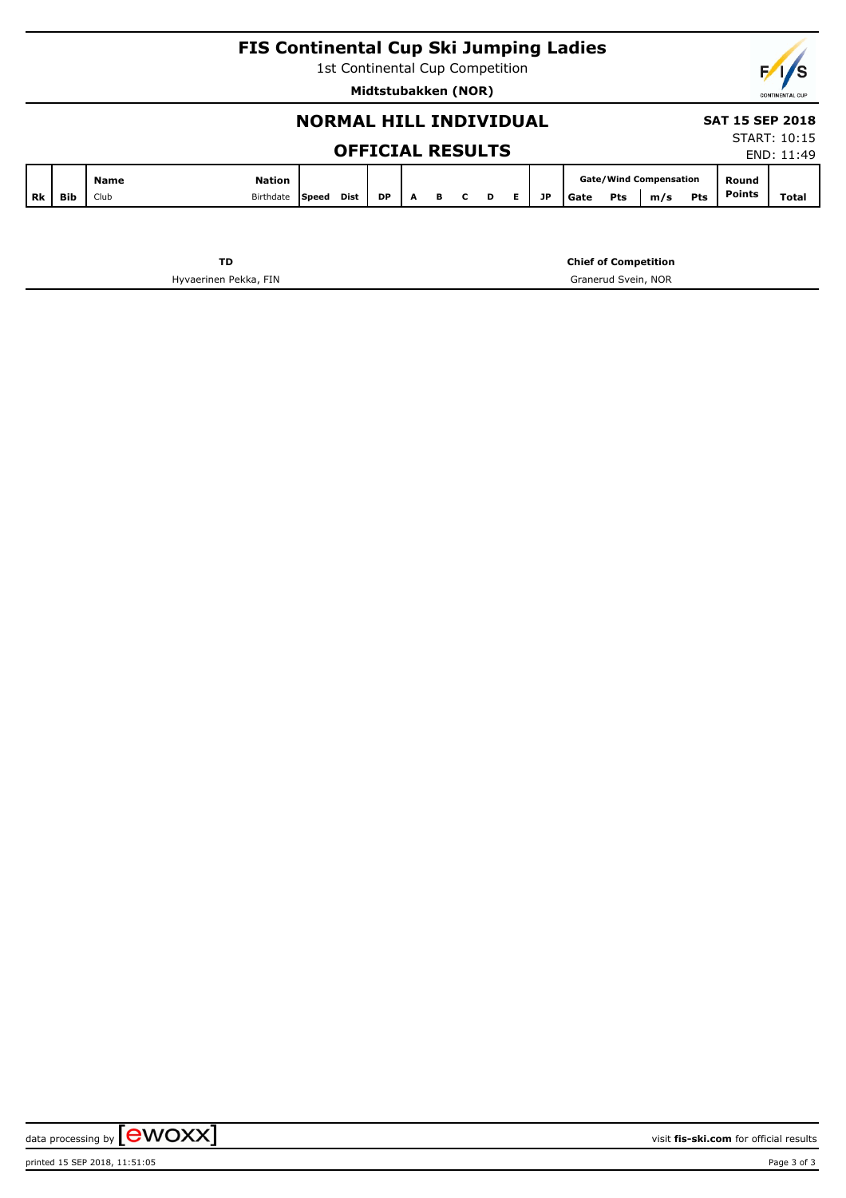# FIS Continental Cup Ski Jumping Ladies

1st Continental Cup Competition

**Midtstubakken (NOR)**

## NORMAL HILL INDIVIDUAL

**SAT 15 SEP 2018**

START: 10:15
END: 11:49

## OFFICIAL RESULTS

| | | Name | Nation | | | | | | | | | | Gate/Wind Compensation | | | | Round | |
|---|---|---|---|---|---|---|---|---|---|---|---|---|---|---|---|---|---|---|
| Rk | Bib | Club | Birthdate | Speed | Dist | DP | A | B | C | D | E | JP | Gate | Pts | m/s | Pts | Points | Total |

| TD | Chief of Competition |
|---|---|
| Hyvaerinen Pekka, FIN | Granerud Svein, NOR |

data processing by [ewoxx]

visit **fis-ski.com** for official results

printed 15 SEP 2018, 11:51:05